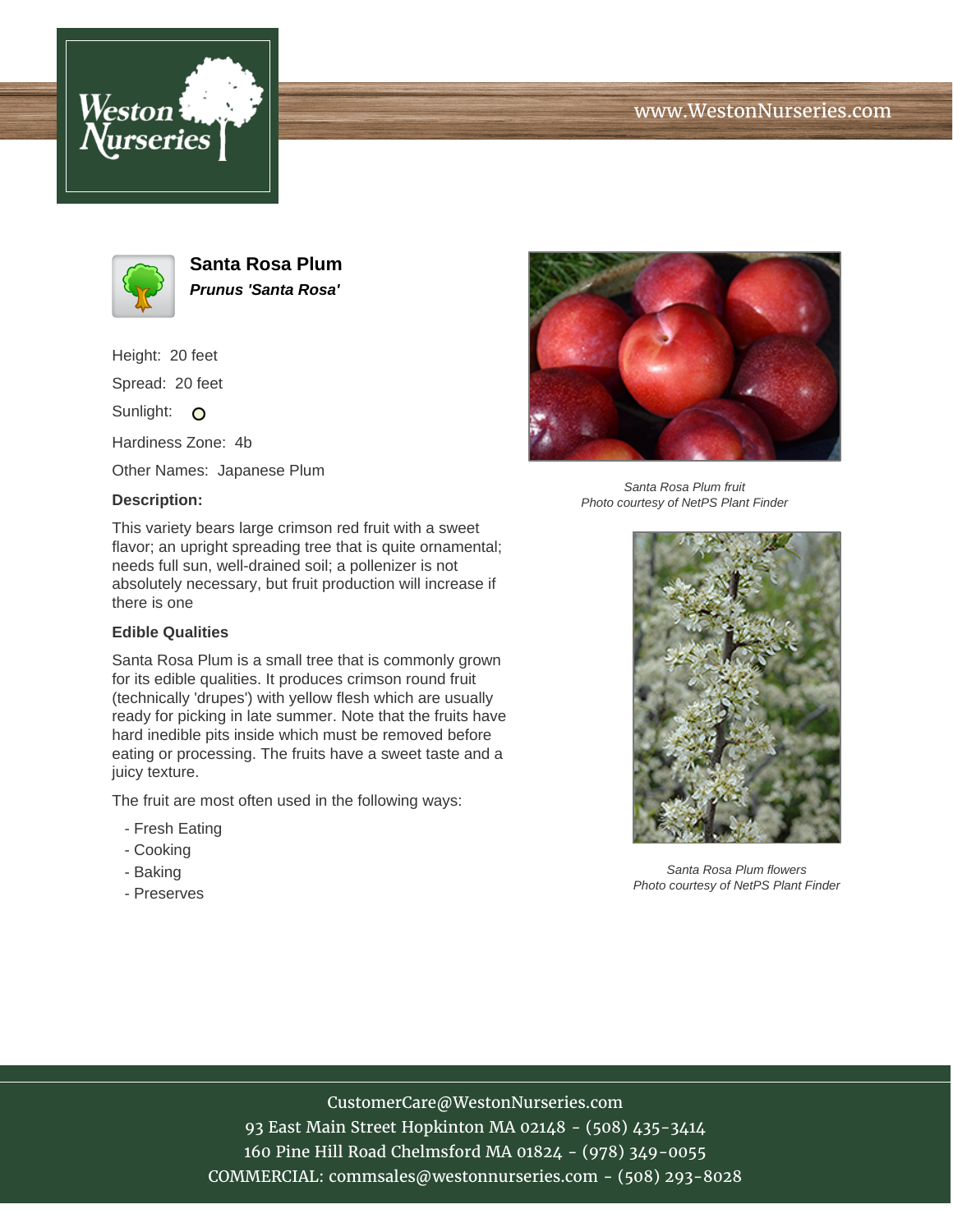www.WestonNurseries.com

# Santa Rosa Plum

***Prunus 'Santa Rosa'***

Height: 20 feet

Spread: 20 feet

Sunlight:

Hardiness Zone: 4b

Other Names: Japanese Plum

**Description:**

This variety bears large crimson red fruit with a sweet flavor; an upright spreading tree that is quite ornamental; needs full sun, well-drained soil; a pollenizer is not absolutely necessary, but fruit production will increase if there is one

**Edible Qualities**

Santa Rosa Plum is a small tree that is commonly grown for its edible qualities. It produces crimson round fruit (technically 'drupes') with yellow flesh which are usually ready for picking in late summer. Note that the fruits have hard inedible pits inside which must be removed before eating or processing. The fruits have a sweet taste and a juicy texture.

The fruit are most often used in the following ways:

- Fresh Eating
- Cooking
- Baking
- Preserves

*Santa Rosa Plum fruit*
*Photo courtesy of NetPS Plant Finder*

*Santa Rosa Plum flowers*
*Photo courtesy of NetPS Plant Finder*

CustomerCare@WestonNurseries.com
93 East Main Street Hopkinton MA 02148 - (508) 435-3414
160 Pine Hill Road Chelmsford MA 01824 - (978) 349-0055
COMMERCIAL: commsales@westonnurseries.com - (508) 293-8028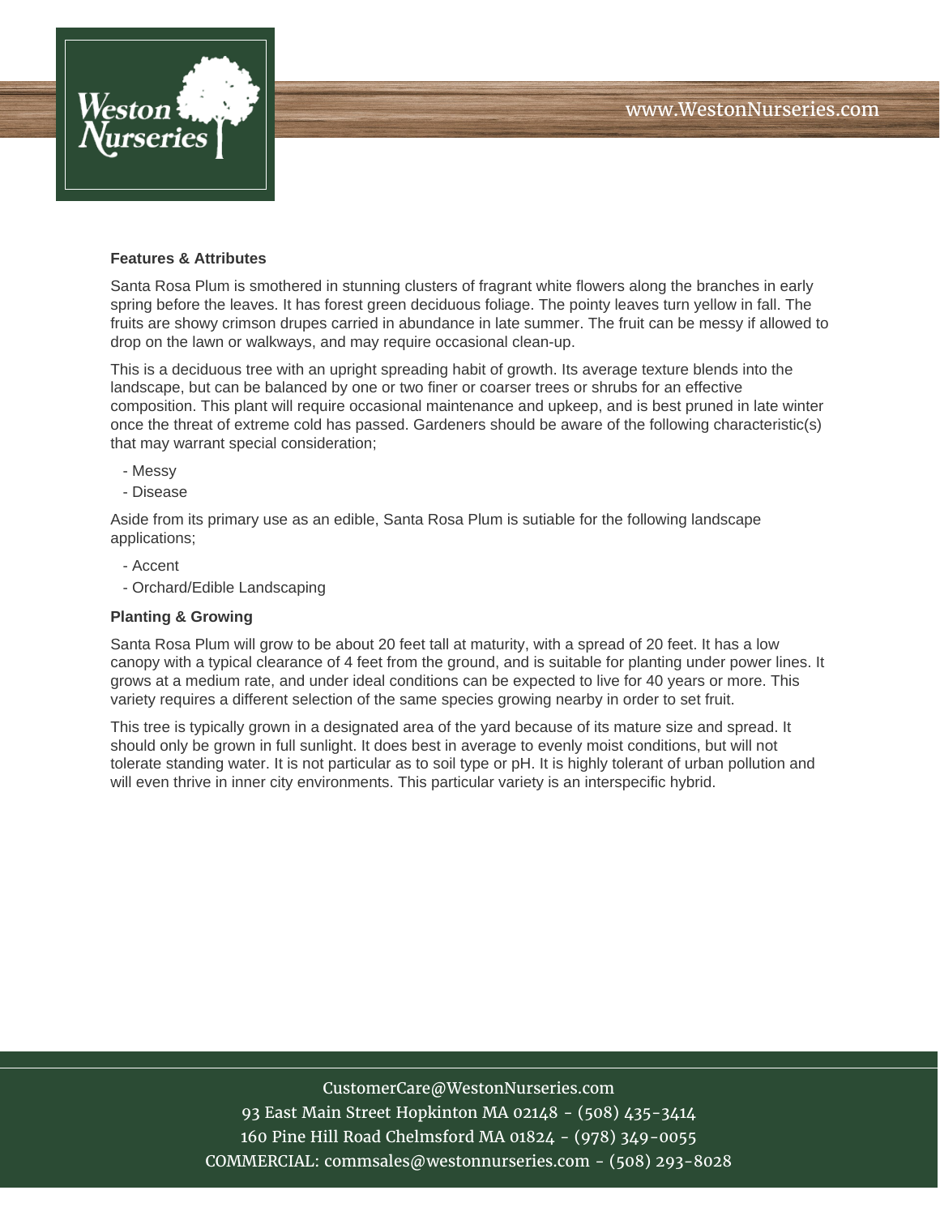#### Features & Attributes

Santa Rosa Plum is smothered in stunning clusters of fragrant white flowers along the branches in early spring before the leaves. It has forest green deciduous foliage. The pointy leaves turn yellow in fall. The fruits are showy crimson drupes carried in abundance in late summer. The fruit can be messy if allowed to drop on the lawn or walkways, and may require occasional clean-up.

This is a deciduous tree with an upright spreading habit of growth. Its average texture blends into the landscape, but can be balanced by one or two finer or coarser trees or shrubs for an effective composition. This plant will require occasional maintenance and upkeep, and is best pruned in late winter once the threat of extreme cold has passed. Gardeners should be aware of the following characteristic(s) that may warrant special consideration;

- Messy
- Disease

Aside from its primary use as an edible, Santa Rosa Plum is sutiable for the following landscape applications;

- Accent
- Orchard/Edible Landscaping

#### Planting & Growing

Santa Rosa Plum will grow to be about 20 feet tall at maturity, with a spread of 20 feet. It has a low canopy with a typical clearance of 4 feet from the ground, and is suitable for planting under power lines. It grows at a medium rate, and under ideal conditions can be expected to live for 40 years or more. This variety requires a different selection of the same species growing nearby in order to set fruit.

This tree is typically grown in a designated area of the yard because of its mature size and spread. It should only be grown in full sunlight. It does best in average to evenly moist conditions, but will not tolerate standing water. It is not particular as to soil type or pH. It is highly tolerant of urban pollution and will even thrive in inner city environments. This particular variety is an interspecific hybrid.